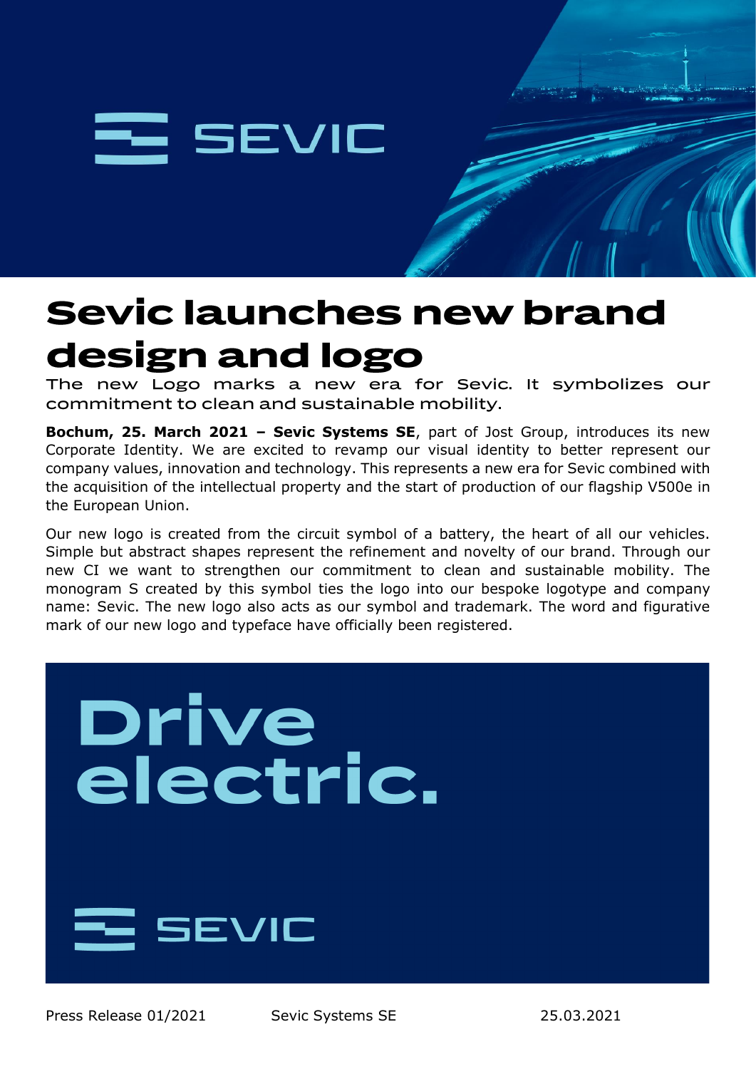SEVIC

# Sevic launches new brand design and logo

The new Logo marks a new era for Sevic. It symbolizes our commitment to clean and sustainable mobility.

**Bochum, 25. March 2021 – Sevic Systems SE**, part of Jost Group, introduces its new Corporate Identity. We are excited to revamp our visual identity to better represent our company values, innovation and technology. This represents a new era for Sevic combined with the acquisition of the intellectual property and the start of production of our flagship V500e in the European Union.

Our new logo is created from the circuit symbol of a battery, the heart of all our vehicles. Simple but abstract shapes represent the refinement and novelty of our brand. Through our new CI we want to strengthen our commitment to clean and sustainable mobility. The monogram S created by this symbol ties the logo into our bespoke logotype and company name: Sevic. The new logo also acts as our symbol and trademark. The word and figurative mark of our new logo and typeface have officially been registered.

Drive electric.

SEVIC

Press Release 01/2021 Sevic Systems SE 25.03.2021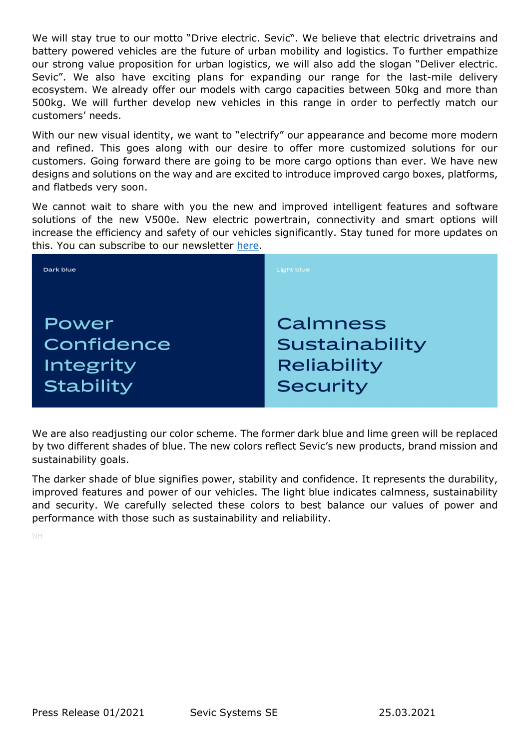We will stay true to our motto "Drive electric. Sevic". We believe that electric drivetrains and battery powered vehicles are the future of urban mobility and logistics. To further empathize our strong value proposition for urban logistics, we will also add the slogan "Deliver electric. Sevic". We also have exciting plans for expanding our range for the last-mile delivery ecosystem. We already offer our models with cargo capacities between 50kg and more than 500kg. We will further develop new vehicles in this range in order to perfectly match our customers' needs.

With our new visual identity, we want to "electrify" our appearance and become more modern and refined. This goes along with our desire to offer more customized solutions for our customers. Going forward there are going to be more cargo options than ever. We have new designs and solutions on the way and are excited to introduce improved cargo boxes, platforms, and flatbeds very soon.

We cannot wait to share with you the new and improved intelligent features and software solutions of the new V500e. New electric powertrain, connectivity and smart options will increase the efficiency and safety of our vehicles significantly. Stay tuned for more updates on this. You can subscribe to our newsletter [here].

| Dark blue | Light blue |
| --- | --- |
| Power<br>Confidence<br>Integrity<br>Stability | Calmness<br>Sustainability<br>Reliability<br>Security |

We are also readjusting our color scheme. The former dark blue and lime green will be replaced by two different shades of blue. The new colors reflect Sevic's new products, brand mission and sustainability goals.

The darker shade of blue signifies power, stability and confidence. It represents the durability, improved features and power of our vehicles. The light blue indicates calmness, sustainability and security. We carefully selected these colors to best balance our values of power and performance with those such as sustainability and reliability.

NH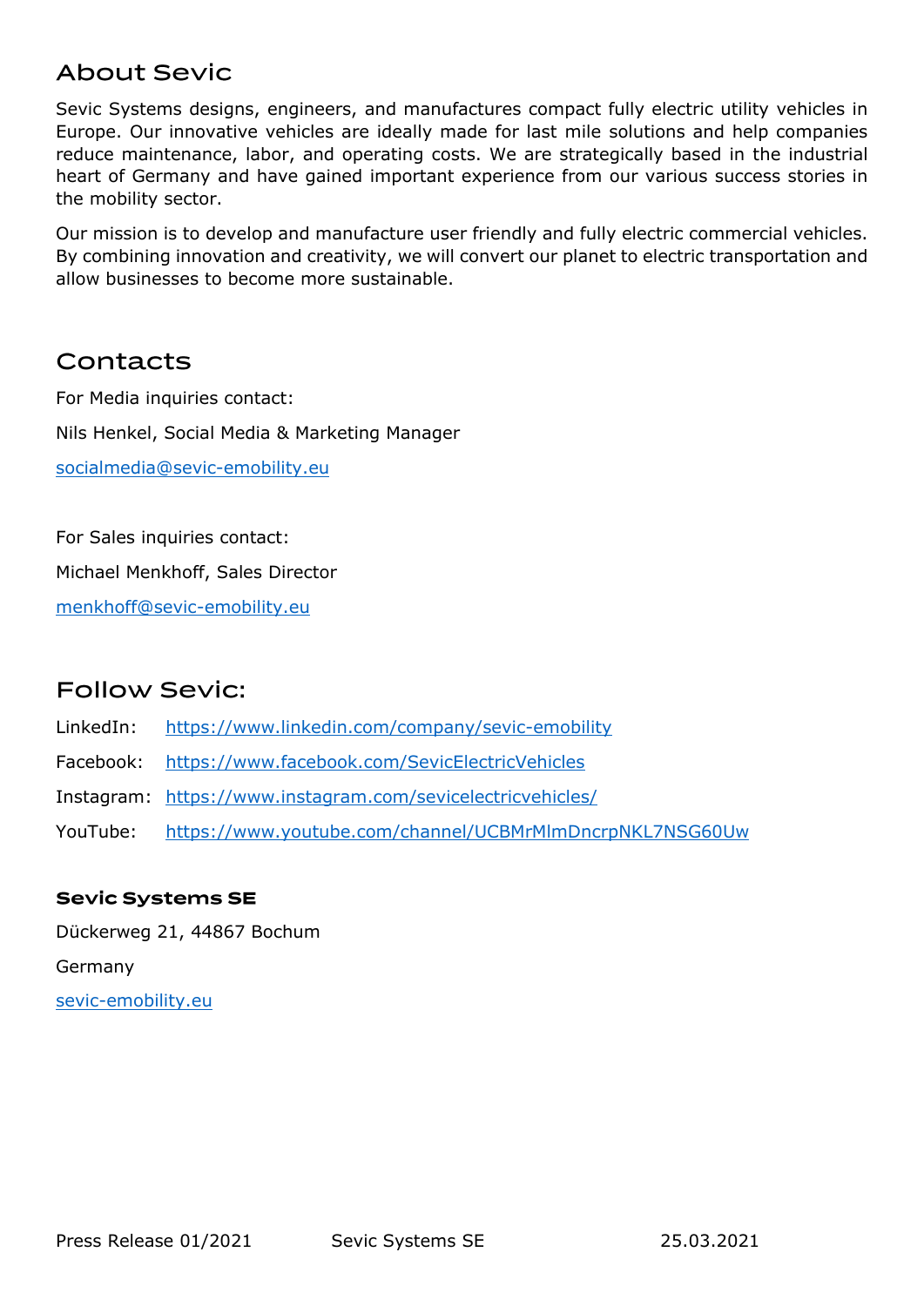## About Sevic

Sevic Systems designs, engineers, and manufactures compact fully electric utility vehicles in Europe. Our innovative vehicles are ideally made for last mile solutions and help companies reduce maintenance, labor, and operating costs. We are strategically based in the industrial heart of Germany and have gained important experience from our various success stories in the mobility sector.

Our mission is to develop and manufacture user friendly and fully electric commercial vehicles. By combining innovation and creativity, we will convert our planet to electric transportation and allow businesses to become more sustainable.

## Contacts

For Media inquiries contact:

Nils Henkel, Social Media & Marketing Manager

socialmedia@sevic-emobility.eu

For Sales inquiries contact:

Michael Menkhoff, Sales Director

menkhoff@sevic-emobility.eu

## Follow Sevic:

LinkedIn: https://www.linkedin.com/company/sevic-emobility

Facebook: https://www.facebook.com/SevicElectricVehicles

Instagram: https://www.instagram.com/sevicelectricvehicles/

YouTube: https://www.youtube.com/channel/UCBMrMlmDncrpNKL7NSG60Uw

**Sevic Systems SE**

Dückerweg 21, 44867 Bochum

Germany

sevic-emobility.eu